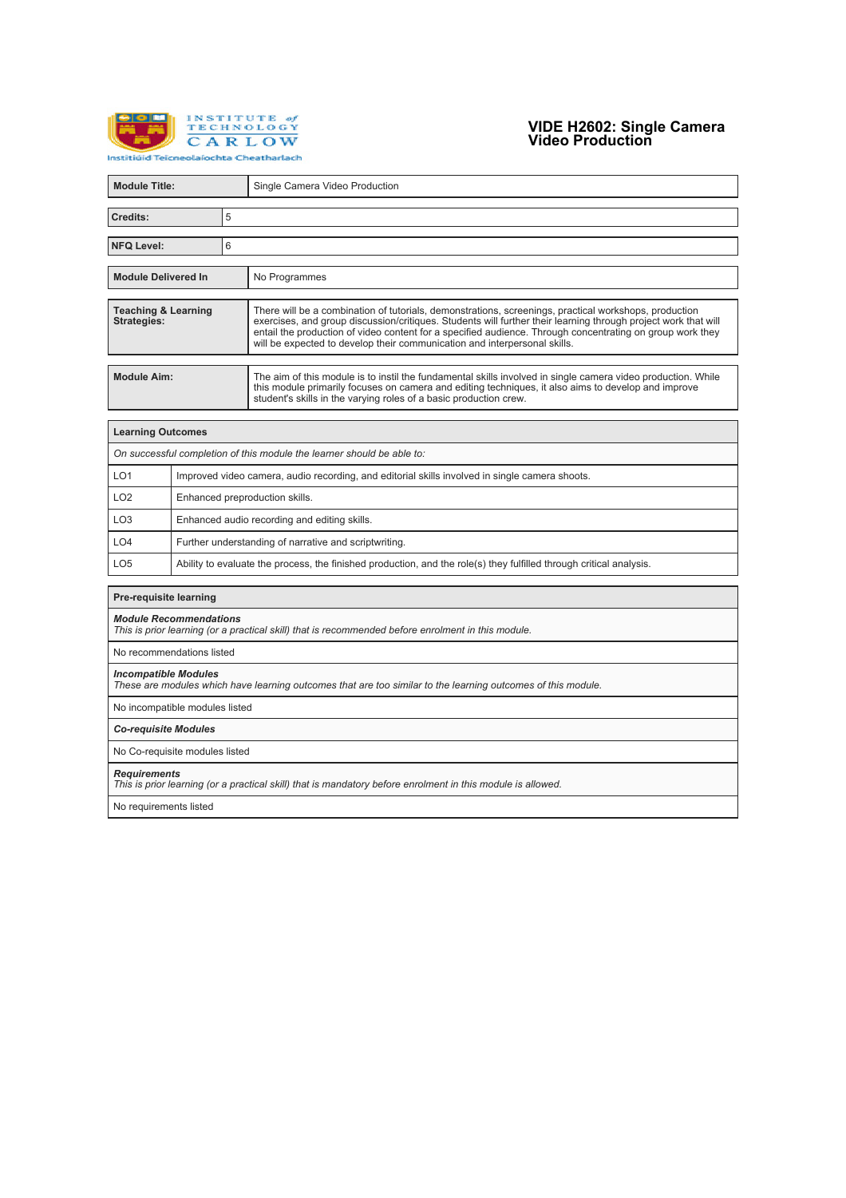Institute of Technology Carlow
Institiúid Teicneolaíochta Cheatharlach

# VIDE H2602: Single Camera Video Production

| **Module Title:** | Single Camera Video Production |
|---|---|

| **Credits:** | 5 |
|---|---|

| **NFQ Level:** | 6 |
|---|---|

| **Module Delivered In** | No Programmes |
|---|---|

| **Teaching & Learning Strategies:** | There will be a combination of tutorials, demonstrations, screenings, practical workshops, production exercises, and group discussion/critiques. Students will further their learning through project work that will entail the production of video content for a specified audience. Through concentrating on group work they will be expected to develop their communication and interpersonal skills. |
|---|---|

| **Module Aim:** | The aim of this module is to instil the fundamental skills involved in single camera video production. While this module primarily focuses on camera and editing techniques, it also aims to develop and improve student's skills in the varying roles of a basic production crew. |
|---|---|

| **Learning Outcomes** | |
|---|---|
| *On successful completion of this module the learner should be able to:* | |
| LO1 | Improved video camera, audio recording, and editorial skills involved in single camera shoots. |
| LO2 | Enhanced preproduction skills. |
| LO3 | Enhanced audio recording and editing skills. |
| LO4 | Further understanding of narrative and scriptwriting. |
| LO5 | Ability to evaluate the process, the finished production, and the role(s) they fulfilled through critical analysis. |

| **Pre-requisite learning** |
|---|
| ***Module Recommendations*** <br> *This is prior learning (or a practical skill) that is recommended before enrolment in this module.* |
| No recommendations listed |
| ***Incompatible Modules*** <br> *These are modules which have learning outcomes that are too similar to the learning outcomes of this module.* |
| No incompatible modules listed |
| ***Co-requisite Modules*** |
| No Co-requisite modules listed |
| ***Requirements*** <br> *This is prior learning (or a practical skill) that is mandatory before enrolment in this module is allowed.* |
| No requirements listed |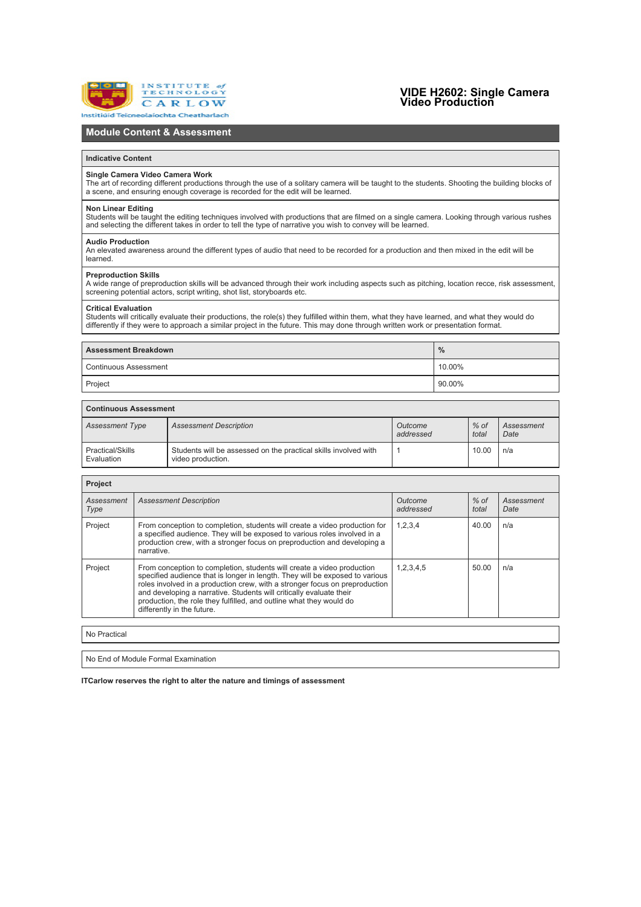# VIDE H2602: Single Camera Video Production

## Module Content & Assessment

### Indicative Content

**Single Camera Video Camera Work**
The art of recording different productions through the use of a solitary camera will be taught to the students. Shooting the building blocks of a scene, and ensuring enough coverage is recorded for the edit will be learned.

**Non Linear Editing**
Students will be taught the editing techniques involved with productions that are filmed on a single camera. Looking through various rushes and selecting the different takes in order to tell the type of narrative you wish to convey will be learned.

**Audio Production**
An elevated awareness around the different types of audio that need to be recorded for a production and then mixed in the edit will be learned.

**Preproduction Skills**
A wide range of preproduction skills will be advanced through their work including aspects such as pitching, location recce, risk assessment, screening potential actors, script writing, shot list, storyboards etc.

**Critical Evaluation**
Students will critically evaluate their productions, the role(s) they fulfilled within them, what they have learned, and what they would do differently if they were to approach a similar project in the future. This may done through written work or presentation format.

| Assessment Breakdown | % |
|---|---|
| Continuous Assessment | 10.00% |
| Project | 90.00% |

### Continuous Assessment

| *Assessment Type* | *Assessment Description* | *Outcome addressed* | *% of total* | *Assessment Date* |
|---|---|---|---|---|
| Practical/Skills Evaluation | Students will be assessed on the practical skills involved with video production. | 1 | 10.00 | n/a |

### Project

| *Assessment Type* | *Assessment Description* | *Outcome addressed* | *% of total* | *Assessment Date* |
|---|---|---|---|---|
| Project | From conception to completion, students will create a video production for a specified audience. They will be exposed to various roles involved in a production crew, with a stronger focus on preproduction and developing a narrative. | 1,2,3,4 | 40.00 | n/a |
| Project | From conception to completion, students will create a video production specified audience that is longer in length. They will be exposed to various roles involved in a production crew, with a stronger focus on preproduction and developing a narrative. Students will critically evaluate their production, the role they fulfilled, and outline what they would do differently in the future. | 1,2,3,4,5 | 50.00 | n/a |

No Practical

No End of Module Formal Examination

**ITCarlow reserves the right to alter the nature and timings of assessment**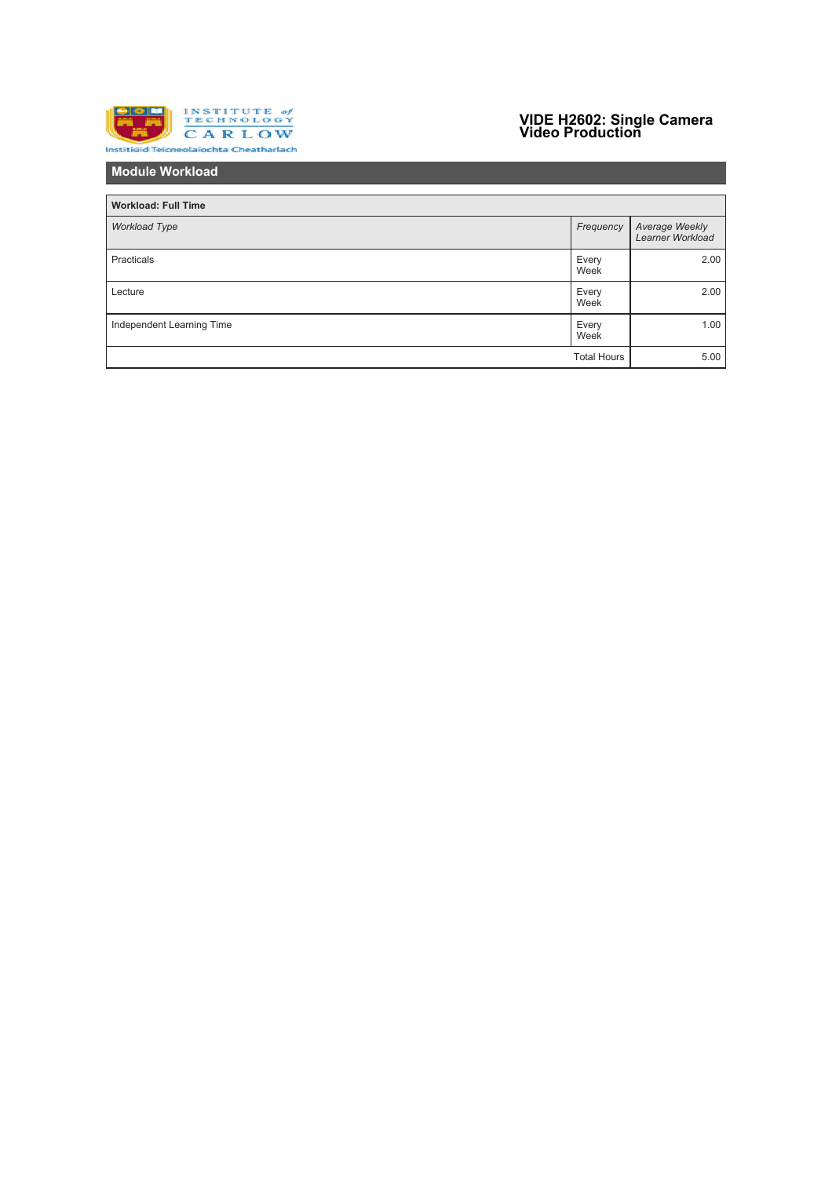## Module Workload

| Workload: Full Time | | |
|---|---|---|
| *Workload Type* | *Frequency* | *Average Weekly Learner Workload* |
| Practicals | Every Week | 2.00 |
| Lecture | Every Week | 2.00 |
| Independent Learning Time | Every Week | 1.00 |
| | Total Hours | 5.00 |